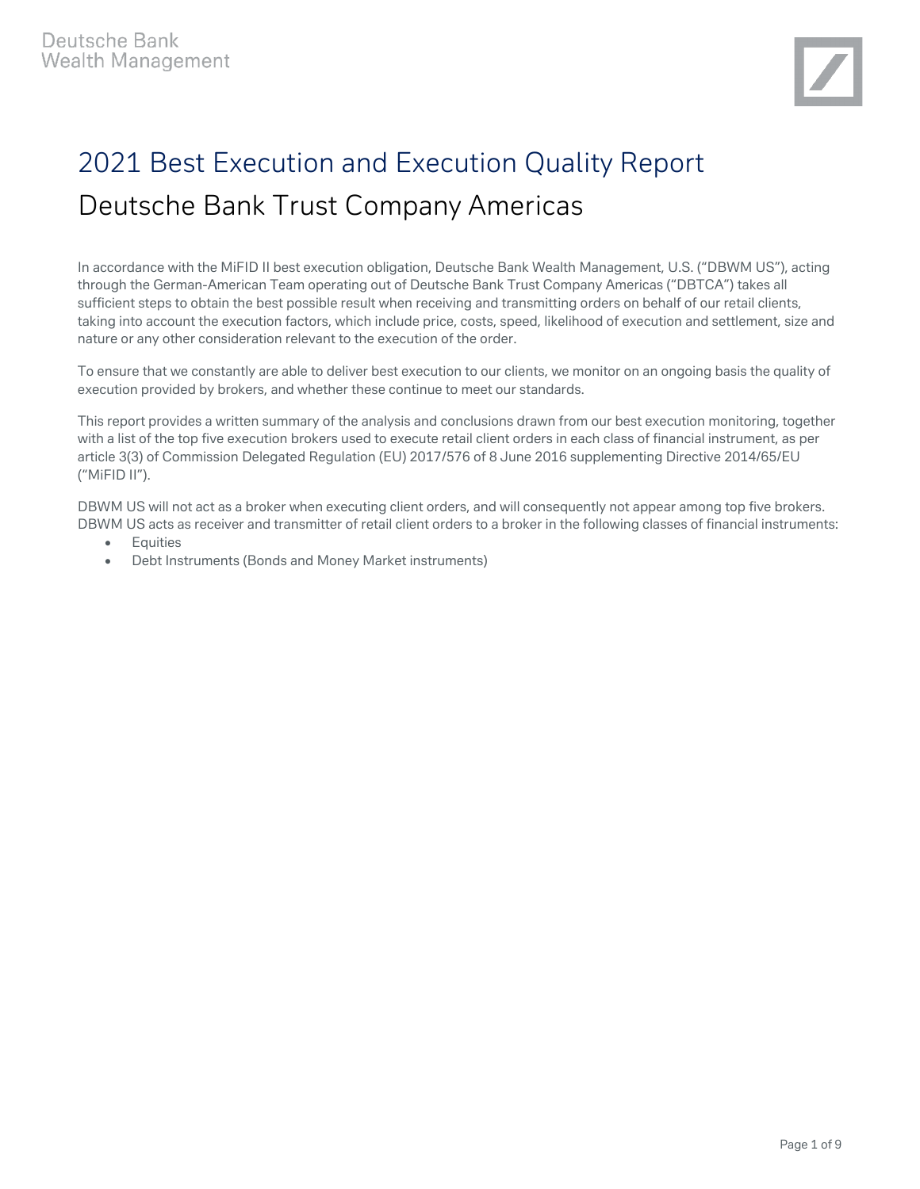Deutsche Bank
Wealth Management

# 2021 Best Execution and Execution Quality Report

## Deutsche Bank Trust Company Americas

In accordance with the MiFID II best execution obligation, Deutsche Bank Wealth Management, U.S. ("DBWM US"), acting through the German-American Team operating out of Deutsche Bank Trust Company Americas ("DBTCA") takes all sufficient steps to obtain the best possible result when receiving and transmitting orders on behalf of our retail clients, taking into account the execution factors, which include price, costs, speed, likelihood of execution and settlement, size and nature or any other consideration relevant to the execution of the order.

To ensure that we constantly are able to deliver best execution to our clients, we monitor on an ongoing basis the quality of execution provided by brokers, and whether these continue to meet our standards.

This report provides a written summary of the analysis and conclusions drawn from our best execution monitoring, together with a list of the top five execution brokers used to execute retail client orders in each class of financial instrument, as per article 3(3) of Commission Delegated Regulation (EU) 2017/576 of 8 June 2016 supplementing Directive 2014/65/EU ("MiFID II").

DBWM US will not act as a broker when executing client orders, and will consequently not appear among top five brokers. DBWM US acts as receiver and transmitter of retail client orders to a broker in the following classes of financial instruments:

- Equities
- Debt Instruments (Bonds and Money Market instruments)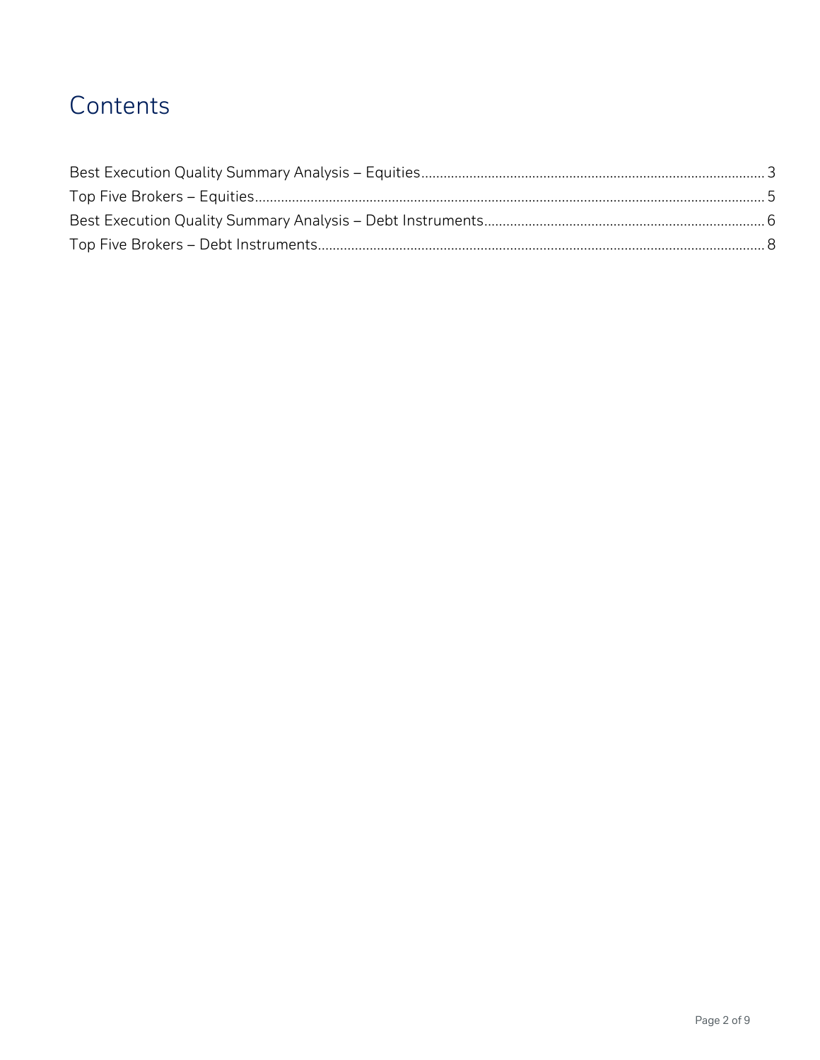# Contents

Best Execution Quality Summary Analysis – Equities ........ 3
Top Five Brokers – Equities ........ 5
Best Execution Quality Summary Analysis – Debt Instruments ........ 6
Top Five Brokers – Debt Instruments ........ 8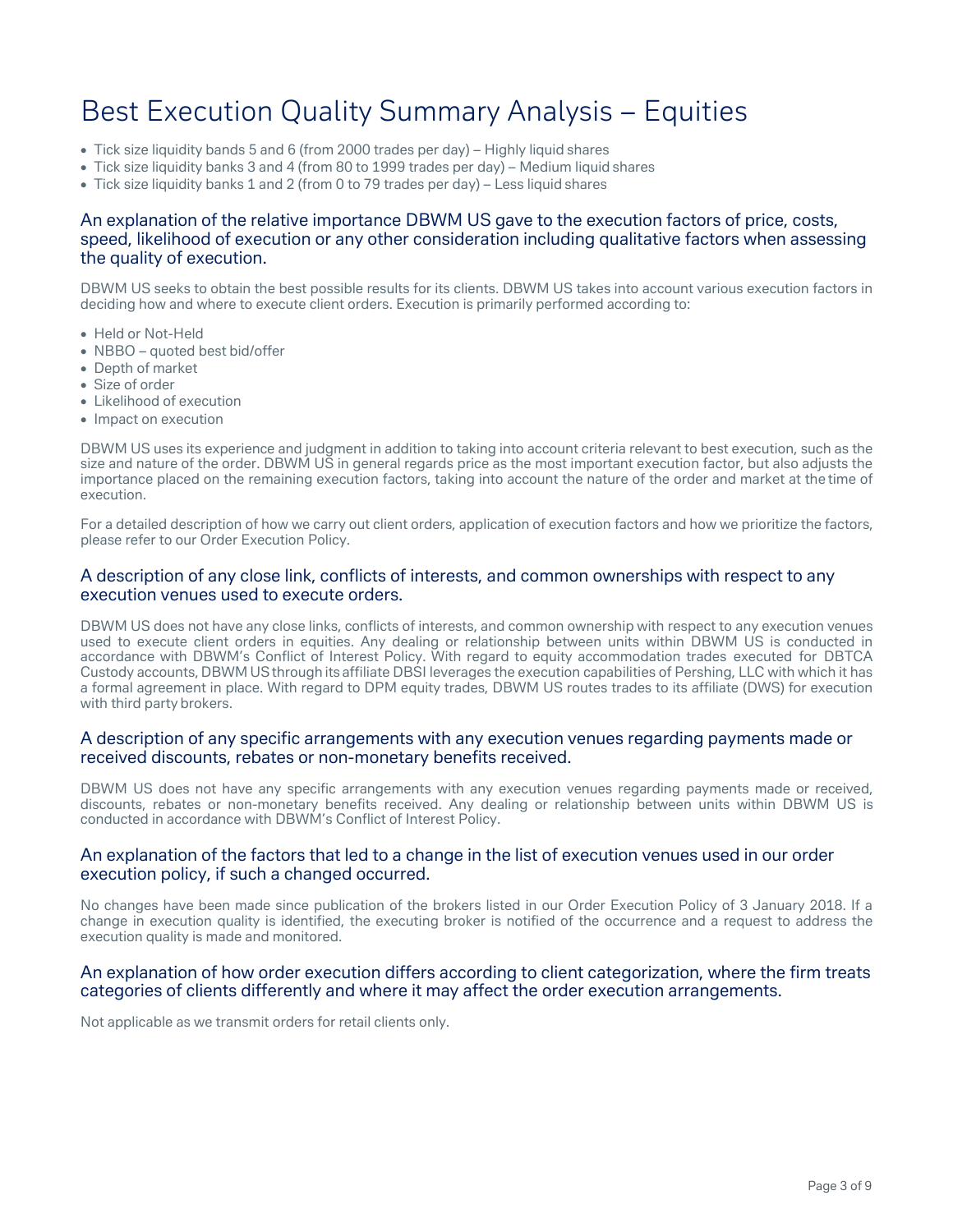# Best Execution Quality Summary Analysis – Equities

- Tick size liquidity bands 5 and 6 (from 2000 trades per day) – Highly liquid shares
- Tick size liquidity banks 3 and 4 (from 80 to 1999 trades per day) – Medium liquid shares
- Tick size liquidity banks 1 and 2 (from 0 to 79 trades per day) – Less liquid shares

## An explanation of the relative importance DBWM US gave to the execution factors of price, costs, speed, likelihood of execution or any other consideration including qualitative factors when assessing the quality of execution.

DBWM US seeks to obtain the best possible results for its clients. DBWM US takes into account various execution factors in deciding how and where to execute client orders. Execution is primarily performed according to:

- Held or Not-Held
- NBBO – quoted best bid/offer
- Depth of market
- Size of order
- Likelihood of execution
- Impact on execution

DBWM US uses its experience and judgment in addition to taking into account criteria relevant to best execution, such as the size and nature of the order. DBWM US in general regards price as the most important execution factor, but also adjusts the importance placed on the remaining execution factors, taking into account the nature of the order and market at the time of execution.

For a detailed description of how we carry out client orders, application of execution factors and how we prioritize the factors, please refer to our Order Execution Policy.

## A description of any close link, conflicts of interests, and common ownerships with respect to any execution venues used to execute orders.

DBWM US does not have any close links, conflicts of interests, and common ownership with respect to any execution venues used to execute client orders in equities. Any dealing or relationship between units within DBWM US is conducted in accordance with DBWM's Conflict of Interest Policy. With regard to equity accommodation trades executed for DBTCA Custody accounts, DBWM US through its affiliate DBSI leverages the execution capabilities of Pershing, LLC with which it has a formal agreement in place. With regard to DPM equity trades, DBWM US routes trades to its affiliate (DWS) for execution with third party brokers.

## A description of any specific arrangements with any execution venues regarding payments made or received discounts, rebates or non-monetary benefits received.

DBWM US does not have any specific arrangements with any execution venues regarding payments made or received, discounts, rebates or non-monetary benefits received. Any dealing or relationship between units within DBWM US is conducted in accordance with DBWM's Conflict of Interest Policy.

## An explanation of the factors that led to a change in the list of execution venues used in our order execution policy, if such a changed occurred.

No changes have been made since publication of the brokers listed in our Order Execution Policy of 3 January 2018. If a change in execution quality is identified, the executing broker is notified of the occurrence and a request to address the execution quality is made and monitored.

## An explanation of how order execution differs according to client categorization, where the firm treats categories of clients differently and where it may affect the order execution arrangements.

Not applicable as we transmit orders for retail clients only.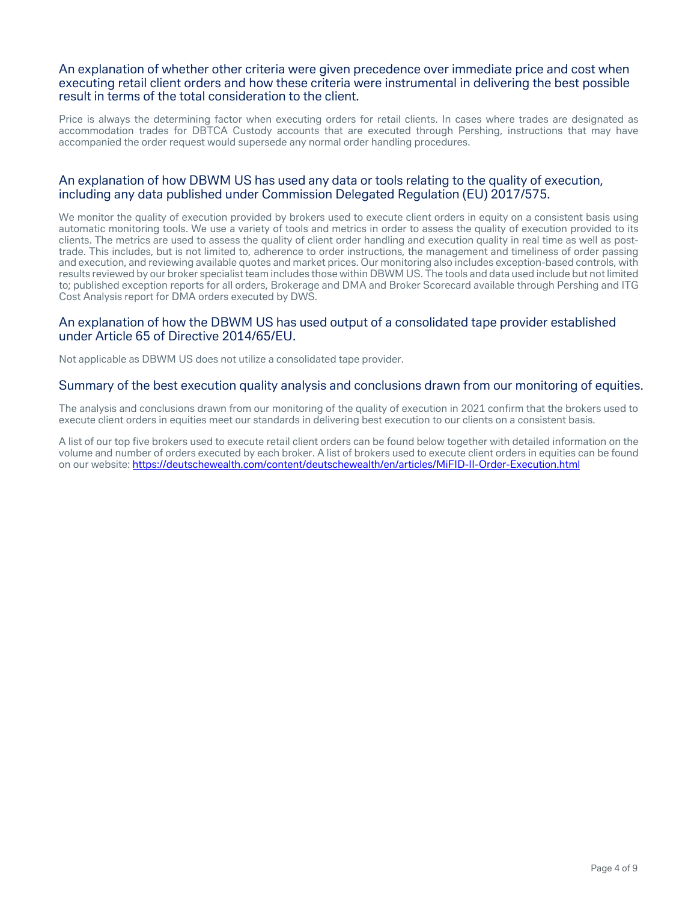## An explanation of whether other criteria were given precedence over immediate price and cost when executing retail client orders and how these criteria were instrumental in delivering the best possible result in terms of the total consideration to the client.

Price is always the determining factor when executing orders for retail clients. In cases where trades are designated as accommodation trades for DBTCA Custody accounts that are executed through Pershing, instructions that may have accompanied the order request would supersede any normal order handling procedures.

## An explanation of how DBWM US has used any data or tools relating to the quality of execution, including any data published under Commission Delegated Regulation (EU) 2017/575.

We monitor the quality of execution provided by brokers used to execute client orders in equity on a consistent basis using automatic monitoring tools. We use a variety of tools and metrics in order to assess the quality of execution provided to its clients. The metrics are used to assess the quality of client order handling and execution quality in real time as well as post-trade. This includes, but is not limited to, adherence to order instructions, the management and timeliness of order passing and execution, and reviewing available quotes and market prices. Our monitoring also includes exception-based controls, with results reviewed by our broker specialist team includes those within DBWM US. The tools and data used include but not limited to; published exception reports for all orders, Brokerage and DMA and Broker Scorecard available through Pershing and ITG Cost Analysis report for DMA orders executed by DWS.

## An explanation of how the DBWM US has used output of a consolidated tape provider established under Article 65 of Directive 2014/65/EU.

Not applicable as DBWM US does not utilize a consolidated tape provider.

## Summary of the best execution quality analysis and conclusions drawn from our monitoring of equities.

The analysis and conclusions drawn from our monitoring of the quality of execution in 2021 confirm that the brokers used to execute client orders in equities meet our standards in delivering best execution to our clients on a consistent basis.

A list of our top five brokers used to execute retail client orders can be found below together with detailed information on the volume and number of orders executed by each broker. A list of brokers used to execute client orders in equities can be found on our website: [https://deutschewealth.com/content/deutschewealth/en/articles/MiFID-II-Order-Execution.html](https://deutschewealth.com/content/deutschewealth/en/articles/MiFID-II-Order-Execution.html)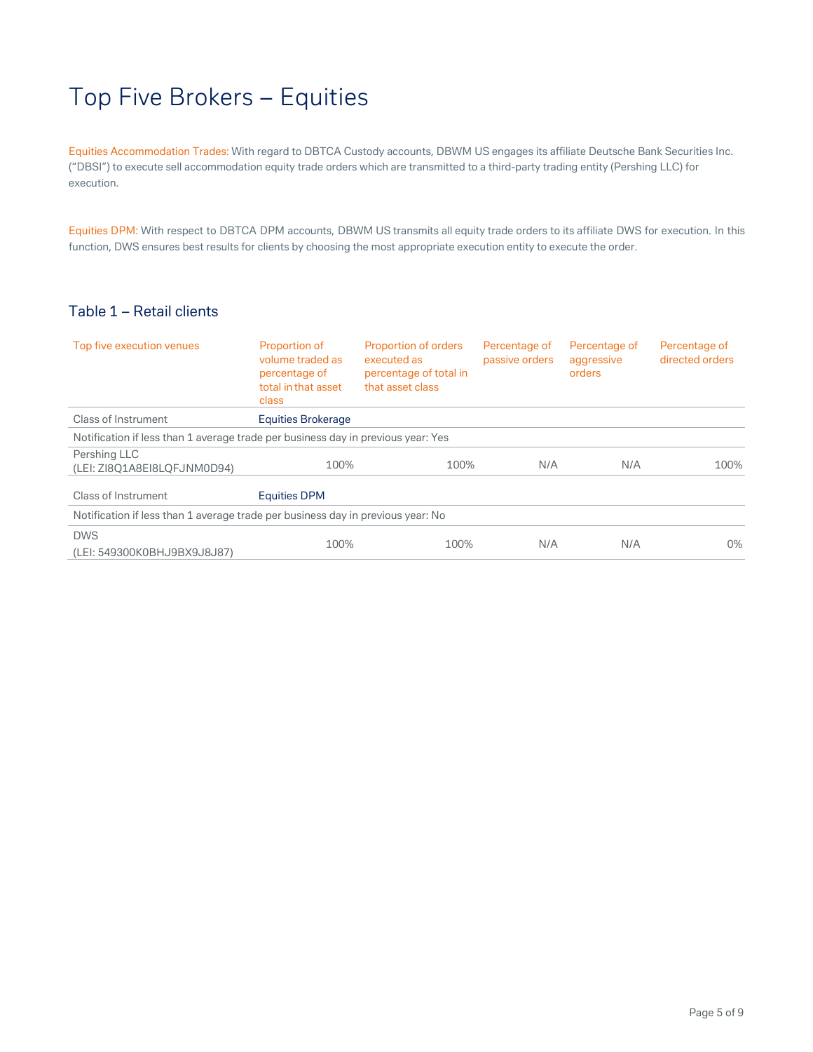# Top Five Brokers – Equities

Equities Accommodation Trades: With regard to DBTCA Custody accounts, DBWM US engages its affiliate Deutsche Bank Securities Inc. ("DBSI") to execute sell accommodation equity trade orders which are transmitted to a third-party trading entity (Pershing LLC) for execution.

Equities DPM: With respect to DBTCA DPM accounts, DBWM US transmits all equity trade orders to its affiliate DWS for execution. In this function, DWS ensures best results for clients by choosing the most appropriate execution entity to execute the order.

## Table 1 – Retail clients

| Top five execution venues | Proportion of volume traded as percentage of total in that asset class | Proportion of orders executed as percentage of total in that asset class | Percentage of passive orders | Percentage of aggressive orders | Percentage of directed orders |
|---|---|---|---|---|---|
| Class of Instrument | Equities Brokerage | | | | |
| Notification if less than 1 average trade per business day in previous year: Yes | | | | | |
| Pershing LLC (LEI: ZI8Q1A8EI8LQFJNM0D94) | 100% | 100% | N/A | N/A | 100% |
| Class of Instrument | Equities DPM | | | | |
| Notification if less than 1 average trade per business day in previous year: No | | | | | |
| DWS (LEI: 549300K0BHJ9BX9J8J87) | 100% | 100% | N/A | N/A | 0% |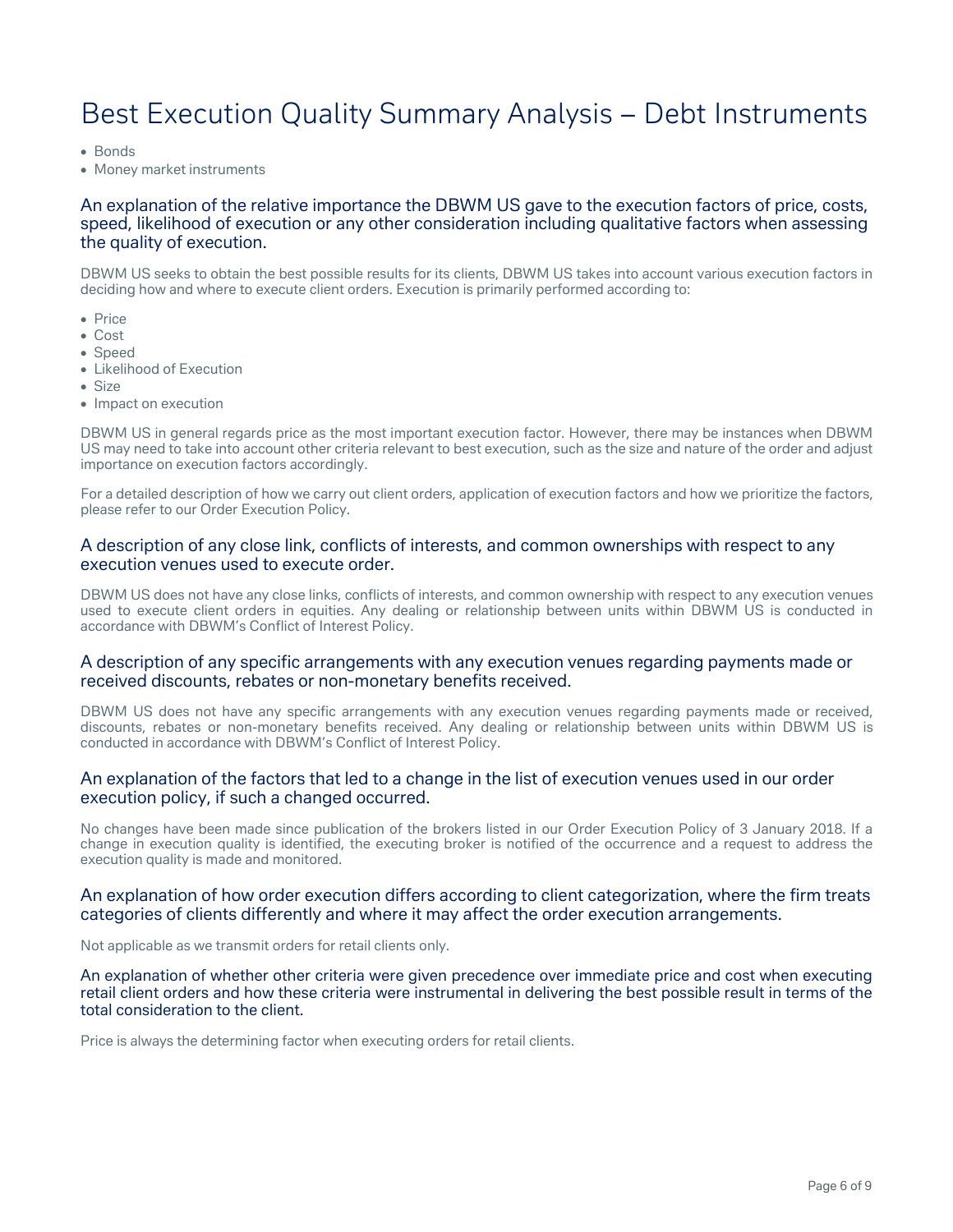# Best Execution Quality Summary Analysis – Debt Instruments

- Bonds
- Money market instruments

## An explanation of the relative importance the DBWM US gave to the execution factors of price, costs, speed, likelihood of execution or any other consideration including qualitative factors when assessing the quality of execution.

DBWM US seeks to obtain the best possible results for its clients, DBWM US takes into account various execution factors in deciding how and where to execute client orders. Execution is primarily performed according to:

- Price
- Cost
- Speed
- Likelihood of Execution
- Size
- Impact on execution

DBWM US in general regards price as the most important execution factor. However, there may be instances when DBWM US may need to take into account other criteria relevant to best execution, such as the size and nature of the order and adjust importance on execution factors accordingly.

For a detailed description of how we carry out client orders, application of execution factors and how we prioritize the factors, please refer to our Order Execution Policy.

## A description of any close link, conflicts of interests, and common ownerships with respect to any execution venues used to execute order.

DBWM US does not have any close links, conflicts of interests, and common ownership with respect to any execution venues used to execute client orders in equities. Any dealing or relationship between units within DBWM US is conducted in accordance with DBWM's Conflict of Interest Policy.

## A description of any specific arrangements with any execution venues regarding payments made or received discounts, rebates or non-monetary benefits received.

DBWM US does not have any specific arrangements with any execution venues regarding payments made or received, discounts, rebates or non-monetary benefits received. Any dealing or relationship between units within DBWM US is conducted in accordance with DBWM's Conflict of Interest Policy.

## An explanation of the factors that led to a change in the list of execution venues used in our order execution policy, if such a changed occurred.

No changes have been made since publication of the brokers listed in our Order Execution Policy of 3 January 2018. If a change in execution quality is identified, the executing broker is notified of the occurrence and a request to address the execution quality is made and monitored.

## An explanation of how order execution differs according to client categorization, where the firm treats categories of clients differently and where it may affect the order execution arrangements.

Not applicable as we transmit orders for retail clients only.

## An explanation of whether other criteria were given precedence over immediate price and cost when executing retail client orders and how these criteria were instrumental in delivering the best possible result in terms of the total consideration to the client.

Price is always the determining factor when executing orders for retail clients.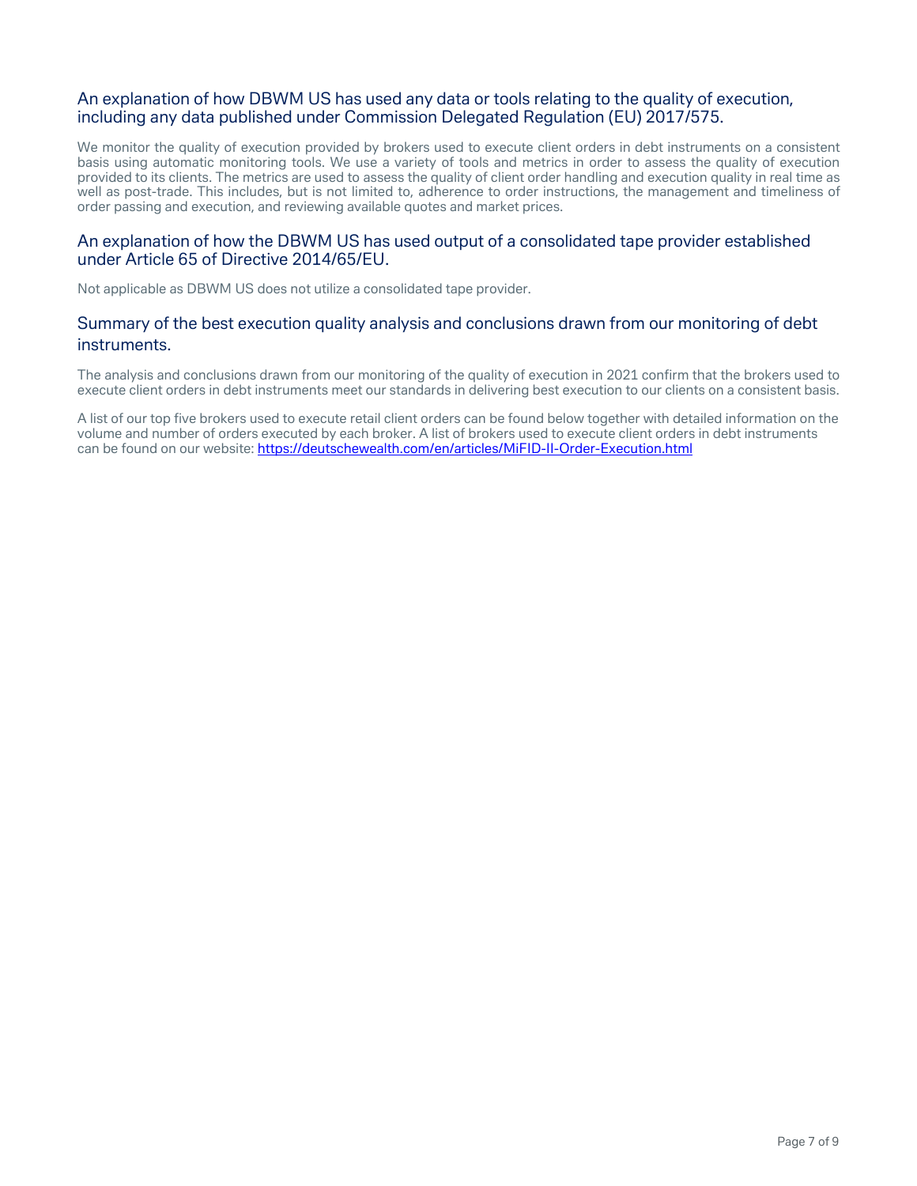## An explanation of how DBWM US has used any data or tools relating to the quality of execution, including any data published under Commission Delegated Regulation (EU) 2017/575.

We monitor the quality of execution provided by brokers used to execute client orders in debt instruments on a consistent basis using automatic monitoring tools. We use a variety of tools and metrics in order to assess the quality of execution provided to its clients. The metrics are used to assess the quality of client order handling and execution quality in real time as well as post-trade. This includes, but is not limited to, adherence to order instructions, the management and timeliness of order passing and execution, and reviewing available quotes and market prices.

## An explanation of how the DBWM US has used output of a consolidated tape provider established under Article 65 of Directive 2014/65/EU.

Not applicable as DBWM US does not utilize a consolidated tape provider.

## Summary of the best execution quality analysis and conclusions drawn from our monitoring of debt instruments.

The analysis and conclusions drawn from our monitoring of the quality of execution in 2021 confirm that the brokers used to execute client orders in debt instruments meet our standards in delivering best execution to our clients on a consistent basis.

A list of our top five brokers used to execute retail client orders can be found below together with detailed information on the volume and number of orders executed by each broker. A list of brokers used to execute client orders in debt instruments can be found on our website: [https://deutschewealth.com/en/articles/MiFID-II-Order-Execution.html](https://deutschewealth.com/en/articles/MiFID-II-Order-Execution.html)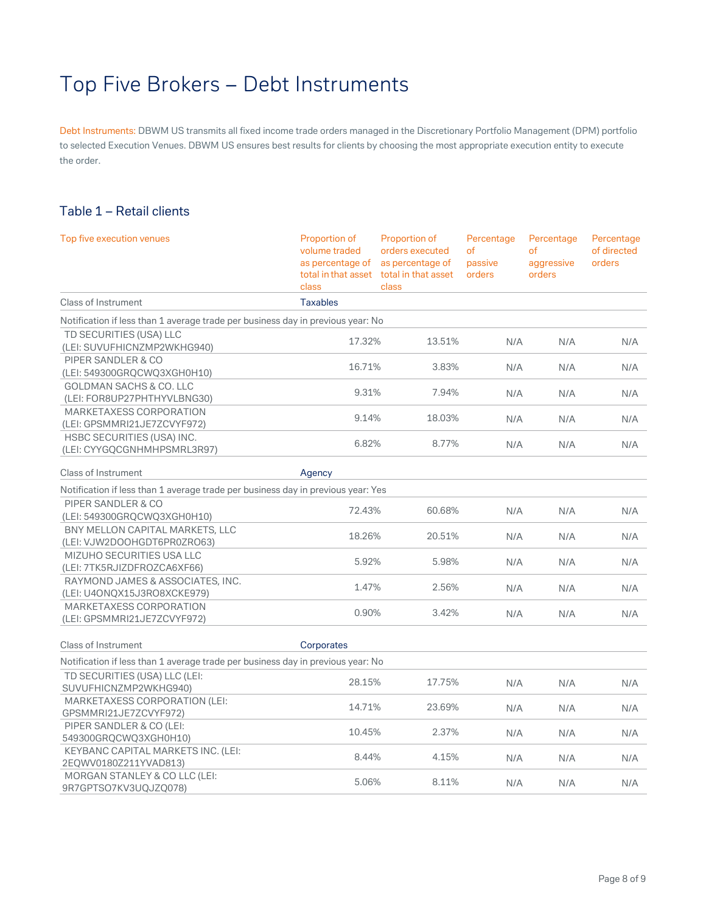# Top Five Brokers – Debt Instruments

Debt Instruments: DBWM US transmits all fixed income trade orders managed in the Discretionary Portfolio Management (DPM) portfolio to selected Execution Venues. DBWM US ensures best results for clients by choosing the most appropriate execution entity to execute the order.

## Table 1 – Retail clients

| Top five execution venues | Proportion of volume traded as percentage of total in that asset class | Proportion of orders executed as percentage of total in that asset class | Percentage of passive orders | Percentage of aggressive orders | Percentage of directed orders |
|---|---|---|---|---|---|
| Class of Instrument | Taxables | | | | |
| Notification if less than 1 average trade per business day in previous year: No | | | | | |
| TD SECURITIES (USA) LLC (LEI: SUVUFHICNZMP2WKHG940) | 17.32% | 13.51% | N/A | N/A | N/A |
| PIPER SANDLER & CO (LEI: 549300GRQCWQ3XGH0H10) | 16.71% | 3.83% | N/A | N/A | N/A |
| GOLDMAN SACHS & CO. LLC (LEI: FOR8UP27PHTHYVLBNG30) | 9.31% | 7.94% | N/A | N/A | N/A |
| MARKETAXESS CORPORATION (LEI: GPSMMRI21JE7ZCVYF972) | 9.14% | 18.03% | N/A | N/A | N/A |
| HSBC SECURITIES (USA) INC. (LEI: CYYGQCGNHMHPSMRL3R97) | 6.82% | 8.77% | N/A | N/A | N/A |
| Class of Instrument | Agency | | | | |
| Notification if less than 1 average trade per business day in previous year: Yes | | | | | |
| PIPER SANDLER & CO (LEI: 549300GRQCWQ3XGH0H10) | 72.43% | 60.68% | N/A | N/A | N/A |
| BNY MELLON CAPITAL MARKETS, LLC (LEI: VJW2DOOHGDT6PR0ZRO63) | 18.26% | 20.51% | N/A | N/A | N/A |
| MIZUHO SECURITIES USA LLC (LEI: 7TK5RJIZDFROZCA6XF66) | 5.92% | 5.98% | N/A | N/A | N/A |
| RAYMOND JAMES & ASSOCIATES, INC. (LEI: U4ONQX15J3RO8XCKE979) | 1.47% | 2.56% | N/A | N/A | N/A |
| MARKETAXESS CORPORATION (LEI: GPSMMRI21JE7ZCVYF972) | 0.90% | 3.42% | N/A | N/A | N/A |
| Class of Instrument | Corporates | | | | |
| Notification if less than 1 average trade per business day in previous year: No | | | | | |
| TD SECURITIES (USA) LLC (LEI: SUVUFHICNZMP2WKHG940) | 28.15% | 17.75% | N/A | N/A | N/A |
| MARKETAXESS CORPORATION (LEI: GPSMMRI21JE7ZCVYF972) | 14.71% | 23.69% | N/A | N/A | N/A |
| PIPER SANDLER & CO (LEI: 549300GRQCWQ3XGH0H10) | 10.45% | 2.37% | N/A | N/A | N/A |
| KEYBANC CAPITAL MARKETS INC. (LEI: 2EQWV0180Z211YVAD813) | 8.44% | 4.15% | N/A | N/A | N/A |
| MORGAN STANLEY & CO LLC (LEI: 9R7GPTSO7KV3UQJZQ078) | 5.06% | 8.11% | N/A | N/A | N/A |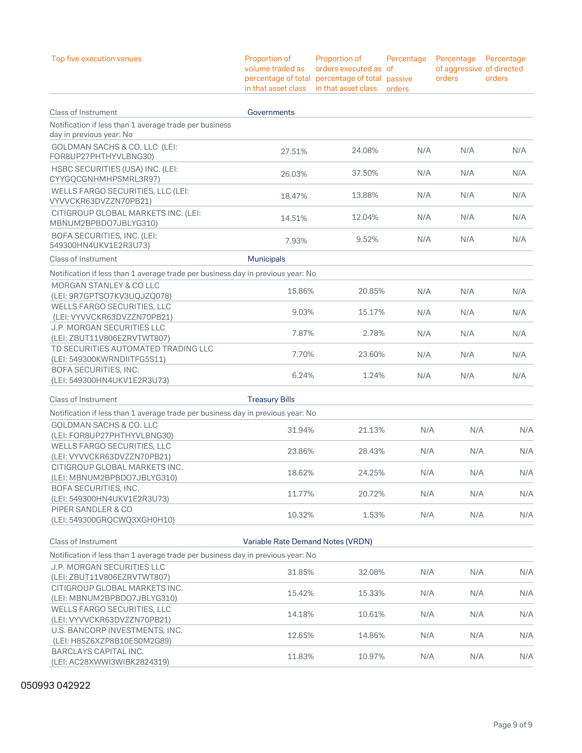| Top five execution venues | Proportion of volume traded as percentage of total in that asset class | Proportion of orders executed as percentage of total in that asset class | Percentage of passive orders | Percentage of aggressive orders | Percentage of directed orders |
|---|---|---|---|---|---|
| Class of Instrument | Governments | | | | |
| Notification if less than 1 average trade per business day in previous year: No | | | | | |
| GOLDMAN SACHS & CO. LLC (LEI: FOR8UP27PHTHYVLBNG30) | 27.51% | 24.08% | N/A | N/A | N/A |
| HSBC SECURITIES (USA) INC. (LEI: CYYGQCGNHMHPSMRL3R97) | 26.03% | 37.50% | N/A | N/A | N/A |
| WELLS FARGO SECURITIES, LLC (LEI: VYVVCKR63DVZZN70PB21) | 18.47% | 13.88% | N/A | N/A | N/A |
| CITIGROUP GLOBAL MARKETS INC. (LEI: MBNUM2BPBDO7JBLYG310) | 14.51% | 12.04% | N/A | N/A | N/A |
| BOFA SECURITIES, INC. (LEI: 549300HN4UKV1E2R3U73) | 7.93% | 9.52% | N/A | N/A | N/A |
| Class of Instrument | Municipals | | | | |
| Notification if less than 1 average trade per business day in previous year: No | | | | | |
| MORGAN STANLEY & CO LLC (LEI: 9R7GPTSO7KV3UQJZQ078) | 15.86% | 20.85% | N/A | N/A | N/A |
| WELLS FARGO SECURITIES, LLC (LEI: VYVVCKR63DVZZN70PB21) | 9.03% | 15.17% | N/A | N/A | N/A |
| J.P. MORGAN SECURITIES LLC (LEI: ZBUT11V806EZRVTWT807) | 7.87% | 2.78% | N/A | N/A | N/A |
| TD SECURITIES AUTOMATED TRADING LLC (LEI: 549300KWRNDIITFG5S11) | 7.70% | 23.60% | N/A | N/A | N/A |
| BOFA SECURITIES, INC. (LEI: 549300HN4UKV1E2R3U73) | 6.24% | 1.24% | N/A | N/A | N/A |
| Class of Instrument | Treasury Bills | | | | |
| Notification if less than 1 average trade per business day in previous year: No | | | | | |
| GOLDMAN SACHS & CO. LLC (LEI: FOR8UP27PHTHYVLBNG30) | 31.94% | 21.13% | N/A | N/A | N/A |
| WELLS FARGO SECURITIES, LLC (LEI: VYVVCKR63DVZZN70PB21) | 23.86% | 28.43% | N/A | N/A | N/A |
| CITIGROUP GLOBAL MARKETS INC. (LEI: MBNUM2BPBDO7JBLYG310) | 18.62% | 24.25% | N/A | N/A | N/A |
| BOFA SECURITIES, INC. (LEI: 549300HN4UKV1E2R3U73) | 11.77% | 20.72% | N/A | N/A | N/A |
| PIPER SANDLER & CO (LEI: 549300GRQCWQ3XGH0H10) | 10.32% | 1.53% | N/A | N/A | N/A |
| Class of Instrument | Variable Rate Demand Notes (VRDN) | | | | |
| Notification if less than 1 average trade per business day in previous year: No | | | | | |
| J.P. MORGAN SECURITIES LLC (LEI: ZBUT11V806EZRVTWT807) | 31.85% | 32.08% | N/A | N/A | N/A |
| CITIGROUP GLOBAL MARKETS INC. (LEI: MBNUM2BPBDO7JBLYG310) | 15.42% | 15.33% | N/A | N/A | N/A |
| WELLS FARGO SECURITIES, LLC (LEI: VYVVCKR63DVZZN70PB21) | 14.18% | 10.61% | N/A | N/A | N/A |
| U.S. BANCORP INVESTMENTS, INC. (LEI: H85Z6XZP8B10ES0M2G89) | 12.65% | 14.86% | N/A | N/A | N/A |
| BARCLAYS CAPITAL INC. (LEI: AC28XWWI3WIBK2824319) | 11.83% | 10.97% | N/A | N/A | N/A |

050993 042922